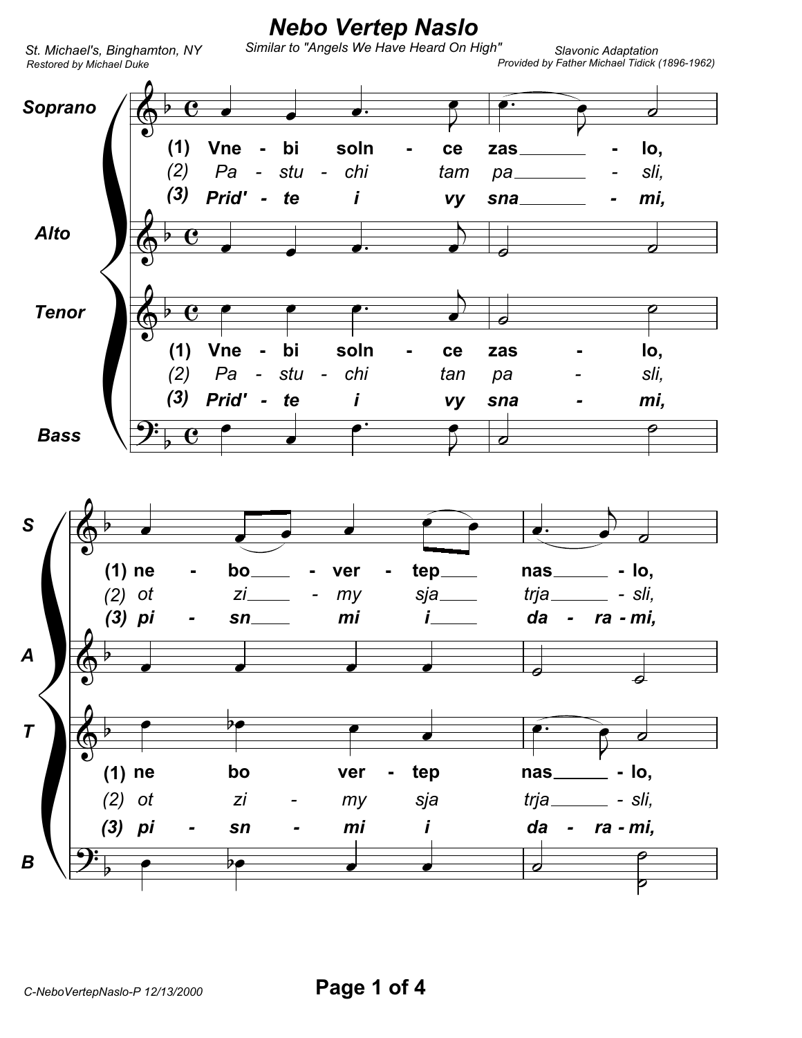# Nebo Vertep Naslo

Similar to "Angels We Have Heard On High"

St. Michael's, Binghamton, NY
Restored by Michael Duke

Slavonic Adaptation
Provided by Father Michael Tidick (1896-1962)

**Soprano / Alto**

(1) Vne - bi soln - ce zas - lo, ne - bo - ver - tep nas - lo,

*(2) Pa - stu - chi tam pa - sli, ot zi - my sja trja - sli,*

***(3) Prid' - te i vy sna - mi, pi - sn mi i da - ra - mi,***

**Tenor / Bass**

(1) Vne - bi soln - ce zas - lo, ne bo ver - tep nas - lo,

*(2) Pa - stu - chi tan pa - sli, ot zi - my sja trja - sli,*

***(3) Prid' - te i vy sna - mi, pi - sn - mi i da - ra - mi,***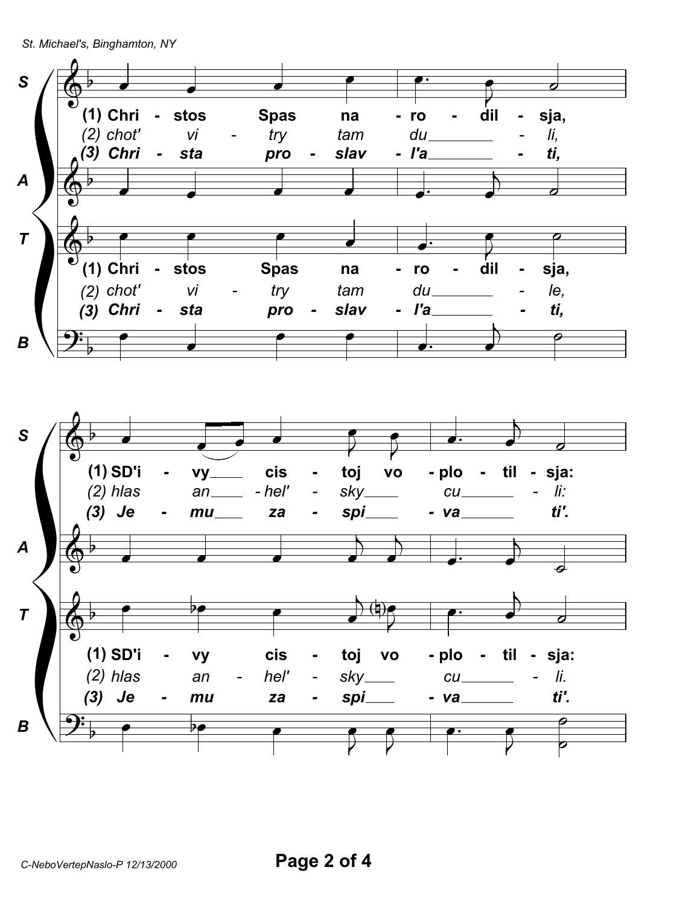**S, A, T, B**

(1) Chri - stos Spas na - ro - dil - sja,
*(2) chot' vi - try tam du - li,*
***(3) Chri - sta pro - slav - l'a - ti,***

(1) SD'i - vy cis - toj vo - plo - til - sja:
*(2) hlas an - hel' - sky cu - li:*
***(3) Je - mu za - spi - va ti'.***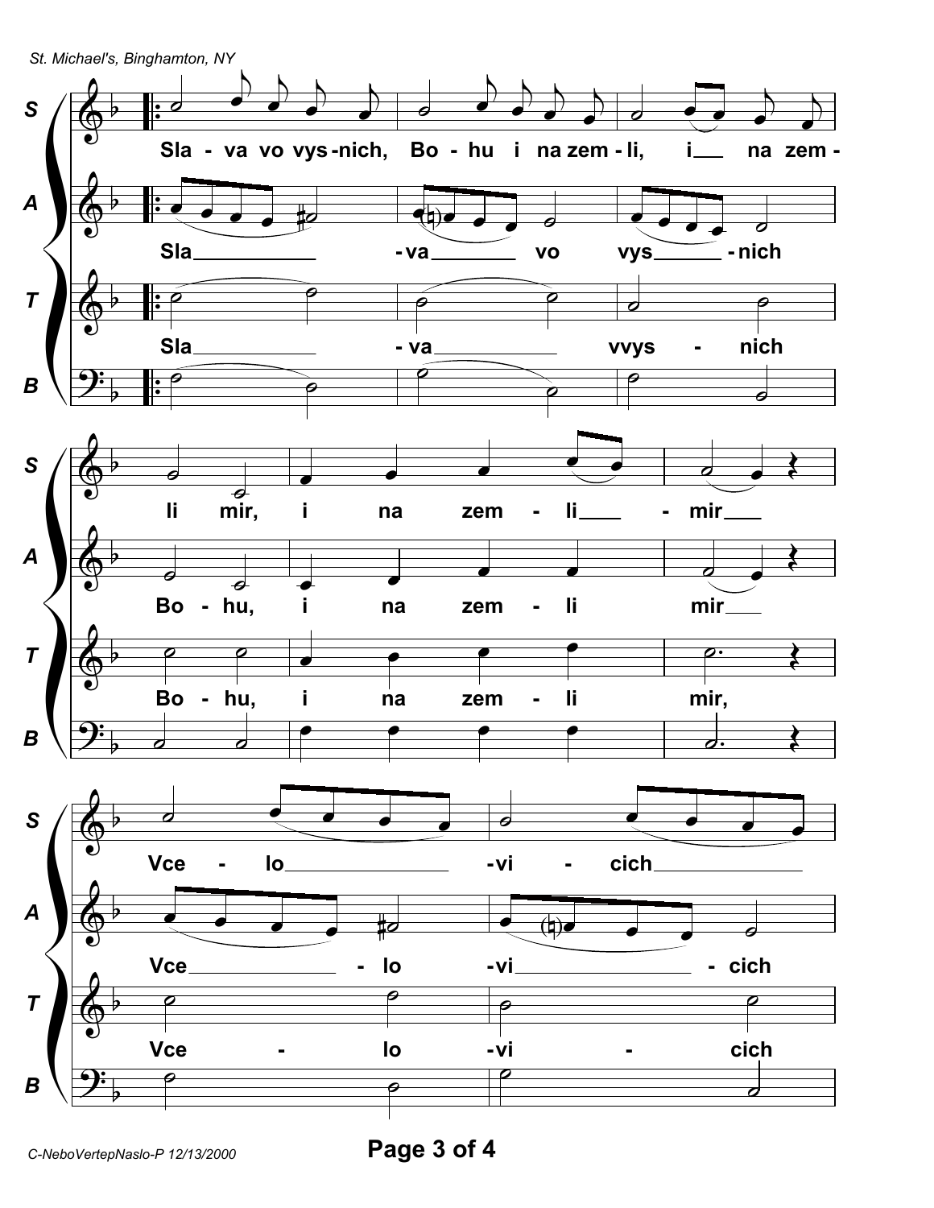**S:** Sla - va vo vys-nich, Bo - hu i na zem - li, i na zem - li mir, i na zem - li - mir

**A:** Sla - va vo vys - nich Bo - hu, i na zem - li mir

**T:** Sla - va vvys - nich Bo - hu, i na zem - li mir,

**S:** Vce - lo - vi - cich

**A:** Vce - lo - vi - cich

**T:** Vce - lo - vi - cich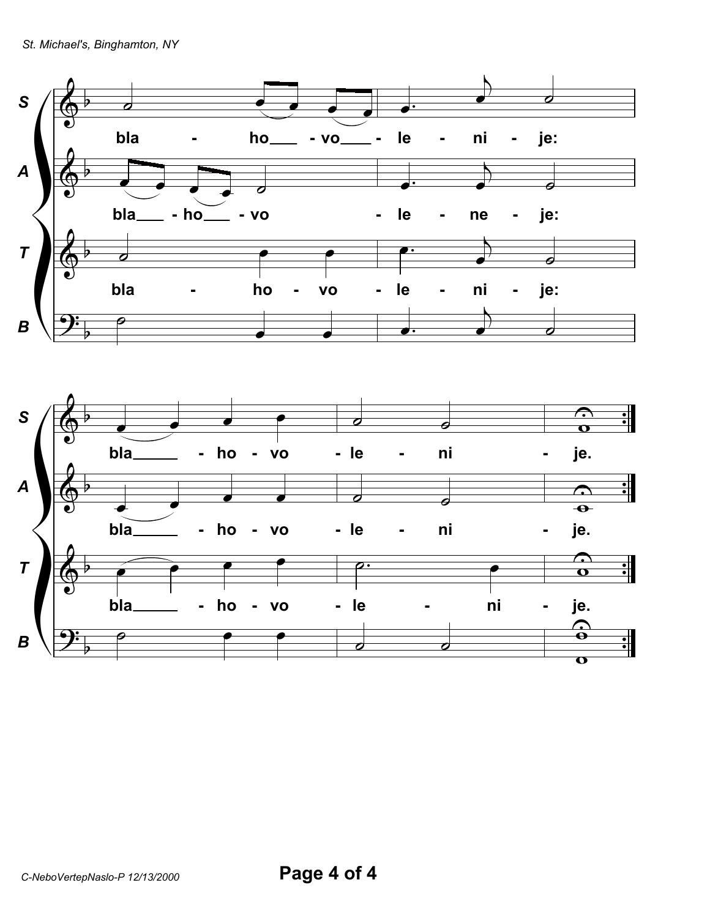S: bla - ho - vo - le - ni - je:

A: bla - ho - vo - le - ne - je:

T: bla - ho - vo - le - ni - je:

B

S: bla - ho - vo - le - ni - je.

A: bla - ho - vo - le - ni - je.

T: bla - ho - vo - le - ni - je.

B